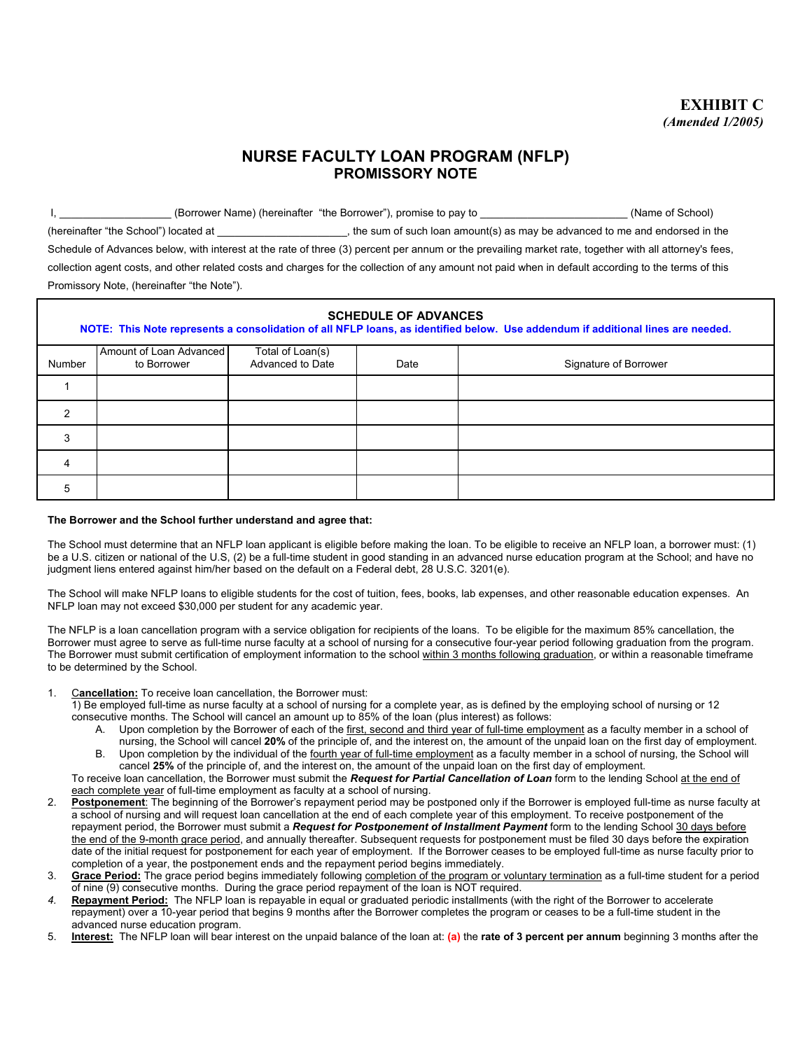**EXIBIT C**

***(Amended 1/2005)***

# NURSE FACULTY LOAN PROGRAM (NFLP)
## PROMISSORY NOTE

I, __________________ (Borrower Name) (hereinafter "the Borrower"), promise to pay to ________________________ (Name of School) (hereinafter "the School") located at ______________________, the sum of such loan amount(s) as may be advanced to me and endorsed in the Schedule of Advances below, with interest at the rate of three (3) percent per annum or the prevailing market rate, together with all attorney's fees, collection agent costs, and other related costs and charges for the collection of any amount not paid when in default according to the terms of this Promissory Note, (hereinafter "the Note").

**SCHEDULE OF ADVANCES**

**NOTE: This Note represents a consolidation of all NFLP loans, as identified below. Use addendum if additional lines are needed.**

| Number | Amount of Loan Advanced to Borrower | Total of Loan(s) Advanced to Date | Date | Signature of Borrower |
|---|---|---|---|---|
| 1 | | | | |
| 2 | | | | |
| 3 | | | | |
| 4 | | | | |
| 5 | | | | |

**The Borrower and the School further understand and agree that:**

The School must determine that an NFLP loan applicant is eligible before making the loan. To be eligible to receive an NFLP loan, a borrower must: (1) be a U.S. citizen or national of the U.S, (2) be a full-time student in good standing in an advanced nurse education program at the School; and have no judgment liens entered against him/her based on the default on a Federal debt, 28 U.S.C. 3201(e).

The School will make NFLP loans to eligible students for the cost of tuition, fees, books, lab expenses, and other reasonable education expenses. An NFLP loan may not exceed $30,000 per student for any academic year.

The NFLP is a loan cancellation program with a service obligation for recipients of the loans. To be eligible for the maximum 85% cancellation, the Borrower must agree to serve as full-time nurse faculty at a school of nursing for a consecutive four-year period following graduation from the program. The Borrower must submit certification of employment information to the school within 3 months following graduation, or within a reasonable timeframe to be determined by the School.

1. **Cancellation:** To receive loan cancellation, the Borrower must:
   1) Be employed full-time as nurse faculty at a school of nursing for a complete year, as is defined by the employing school of nursing or 12 consecutive months. The School will cancel an amount up to 85% of the loan (plus interest) as follows:
   A. Upon completion by the Borrower of each of the first, second and third year of full-time employment as a faculty member in a school of nursing, the School will cancel **20%** of the principle of, and the interest on, the amount of the unpaid loan on the first day of employment.
   B. Upon completion by the individual of the fourth year of full-time employment as a faculty member in a school of nursing, the School will cancel **25%** of the principle of, and the interest on, the amount of the unpaid loan on the first day of employment.

   To receive loan cancellation, the Borrower must submit the ***Request for Partial Cancellation of Loan*** form to the lending School at the end of each complete year of full-time employment as faculty at a school of nursing.
2. **Postponement**: The beginning of the Borrower's repayment period may be postponed only if the Borrower is employed full-time as nurse faculty at a school of nursing and will request loan cancellation at the end of each complete year of this employment. To receive postponement of the repayment period, the Borrower must submit a ***Request for Postponement of Installment Payment*** form to the lending School 30 days before the end of the 9-month grace period, and annually thereafter. Subsequent requests for postponement must be filed 30 days before the expiration date of the initial request for postponement for each year of employment. If the Borrower ceases to be employed full-time as nurse faculty prior to completion of a year, the postponement ends and the repayment period begins immediately.
3. **Grace Period:** The grace period begins immediately following completion of the program or voluntary termination as a full-time student for a period of nine (9) consecutive months. During the grace period repayment of the loan is NOT required.
4. **Repayment Period:** The NFLP loan is repayable in equal or graduated periodic installments (with the right of the Borrower to accelerate repayment) over a 10-year period that begins 9 months after the Borrower completes the program or ceases to be a full-time student in the advanced nurse education program.
5. **Interest:** The NFLP loan will bear interest on the unpaid balance of the loan at: **(a)** the **rate of 3 percent per annum** beginning 3 months after the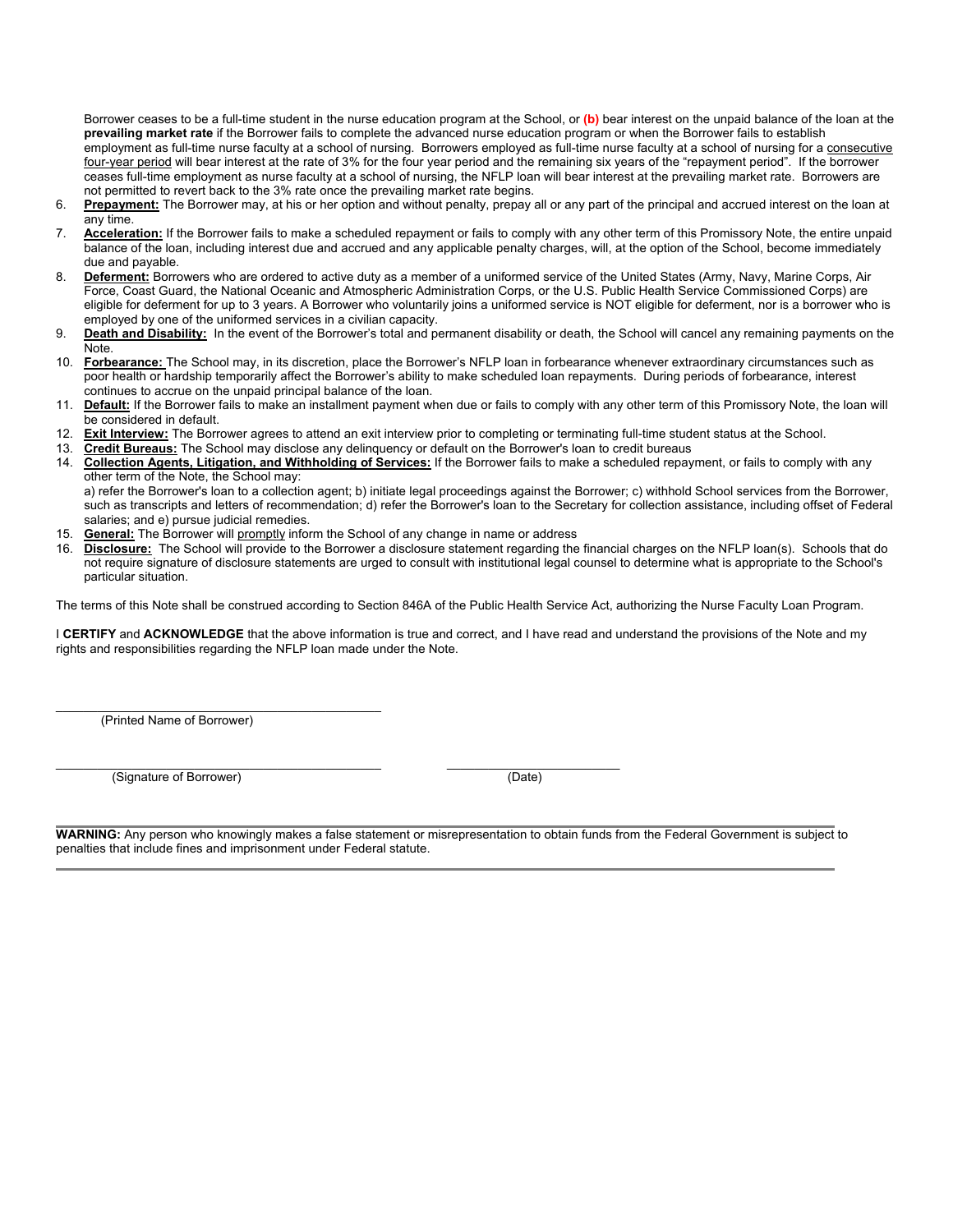Borrower ceases to be a full-time student in the nurse education program at the School, or **(b)** bear interest on the unpaid balance of the loan at the **prevailing market rate** if the Borrower fails to complete the advanced nurse education program or when the Borrower fails to establish employment as full-time nurse faculty at a school of nursing. Borrowers employed as full-time nurse faculty at a school of nursing for a consecutive four-year period will bear interest at the rate of 3% for the four year period and the remaining six years of the "repayment period". If the borrower ceases full-time employment as nurse faculty at a school of nursing, the NFLP loan will bear interest at the prevailing market rate. Borrowers are not permitted to revert back to the 3% rate once the prevailing market rate begins.

6. **Prepayment:** The Borrower may, at his or her option and without penalty, prepay all or any part of the principal and accrued interest on the loan at any time.
7. **Acceleration:** If the Borrower fails to make a scheduled repayment or fails to comply with any other term of this Promissory Note, the entire unpaid balance of the loan, including interest due and accrued and any applicable penalty charges, will, at the option of the School, become immediately due and payable.
8. **Deferment:** Borrowers who are ordered to active duty as a member of a uniformed service of the United States (Army, Navy, Marine Corps, Air Force, Coast Guard, the National Oceanic and Atmospheric Administration Corps, or the U.S. Public Health Service Commissioned Corps) are eligible for deferment for up to 3 years. A Borrower who voluntarily joins a uniformed service is NOT eligible for deferment, nor is a borrower who is employed by one of the uniformed services in a civilian capacity.
9. **Death and Disability:** In the event of the Borrower's total and permanent disability or death, the School will cancel any remaining payments on the Note.
10. **Forbearance:** The School may, in its discretion, place the Borrower's NFLP loan in forbearance whenever extraordinary circumstances such as poor health or hardship temporarily affect the Borrower's ability to make scheduled loan repayments. During periods of forbearance, interest continues to accrue on the unpaid principal balance of the loan.
11. **Default:** If the Borrower fails to make an installment payment when due or fails to comply with any other term of this Promissory Note, the loan will be considered in default.
12. **Exit Interview:** The Borrower agrees to attend an exit interview prior to completing or terminating full-time student status at the School.
13. **Credit Bureaus:** The School may disclose any delinquency or default on the Borrower's loan to credit bureaus
14. **Collection Agents, Litigation, and Withholding of Services:** If the Borrower fails to make a scheduled repayment, or fails to comply with any other term of the Note, the School may:
    a) refer the Borrower's loan to a collection agent; b) initiate legal proceedings against the Borrower; c) withhold School services from the Borrower, such as transcripts and letters of recommendation; d) refer the Borrower's loan to the Secretary for collection assistance, including offset of Federal salaries; and e) pursue judicial remedies.
15. **General:** The Borrower will promptly inform the School of any change in name or address
16. **Disclosure:** The School will provide to the Borrower a disclosure statement regarding the financial charges on the NFLP loan(s). Schools that do not require signature of disclosure statements are urged to consult with institutional legal counsel to determine what is appropriate to the School's particular situation.

The terms of this Note shall be construed according to Section 846A of the Public Health Service Act, authorizing the Nurse Faculty Loan Program.

I **CERTIFY** and **ACKNOWLEDGE** that the above information is true and correct, and I have read and understand the provisions of the Note and my rights and responsibilities regarding the NFLP loan made under the Note.

______________________________________
(Printed Name of Borrower)

______________________________________ ____________________
(Signature of Borrower) (Date)

---

**WARNING:** Any person who knowingly makes a false statement or misrepresentation to obtain funds from the Federal Government is subject to penalties that include fines and imprisonment under Federal statute.

---